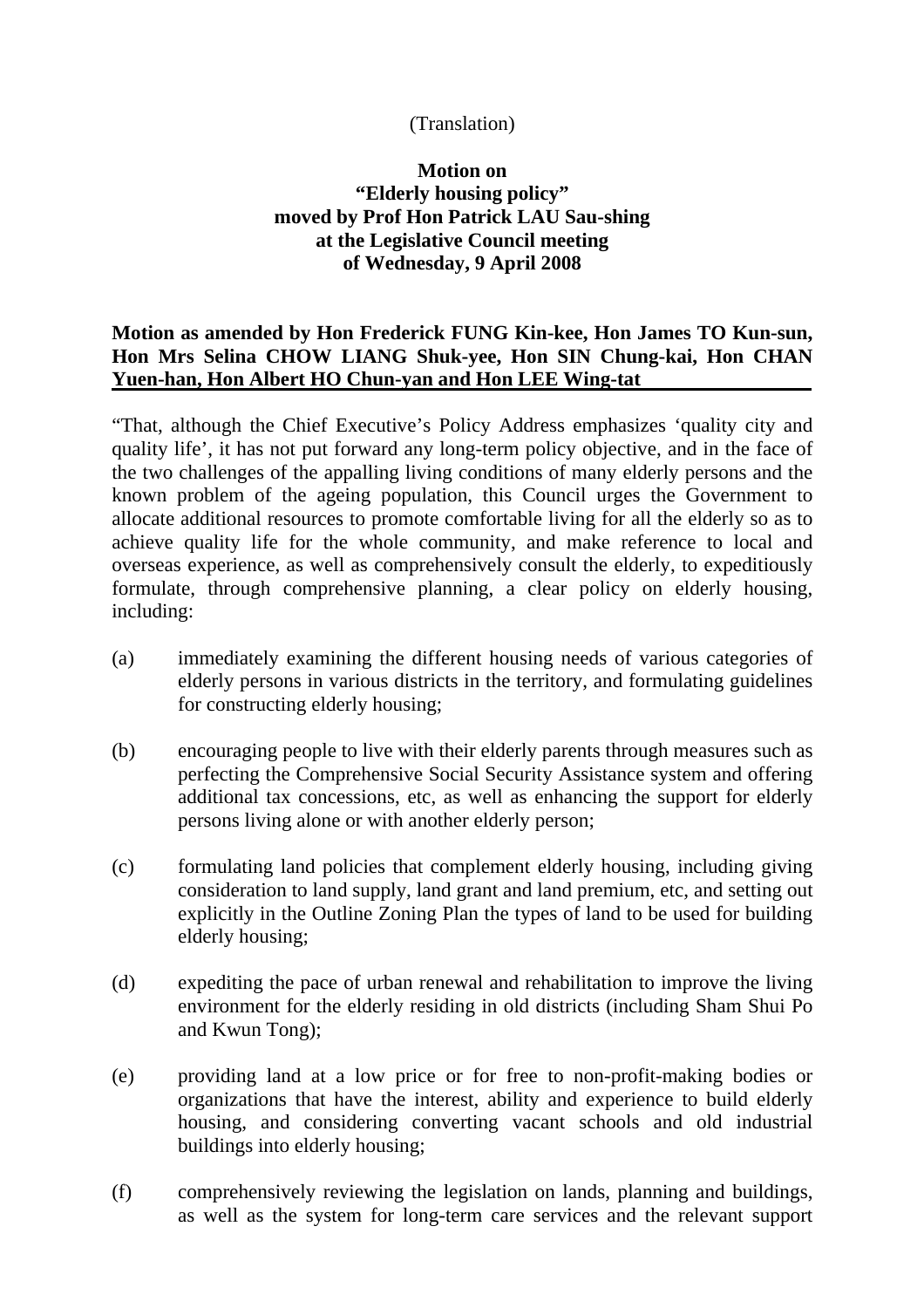(Translation)

**Motion on**
**"Elderly housing policy"**
**moved by Prof Hon Patrick LAU Sau-shing**
**at the Legislative Council meeting**
**of Wednesday, 9 April 2008**

**Motion as amended by Hon Frederick FUNG Kin-kee, Hon James TO Kun-sun, Hon Mrs Selina CHOW LIANG Shuk-yee, Hon SIN Chung-kai, Hon CHAN Yuen-han, Hon Albert HO Chun-yan and Hon LEE Wing-tat**

"That, although the Chief Executive's Policy Address emphasizes 'quality city and quality life', it has not put forward any long-term policy objective, and in the face of the two challenges of the appalling living conditions of many elderly persons and the known problem of the ageing population, this Council urges the Government to allocate additional resources to promote comfortable living for all the elderly so as to achieve quality life for the whole community, and make reference to local and overseas experience, as well as comprehensively consult the elderly, to expeditiously formulate, through comprehensive planning, a clear policy on elderly housing, including:

(a) immediately examining the different housing needs of various categories of elderly persons in various districts in the territory, and formulating guidelines for constructing elderly housing;

(b) encouraging people to live with their elderly parents through measures such as perfecting the Comprehensive Social Security Assistance system and offering additional tax concessions, etc, as well as enhancing the support for elderly persons living alone or with another elderly person;

(c) formulating land policies that complement elderly housing, including giving consideration to land supply, land grant and land premium, etc, and setting out explicitly in the Outline Zoning Plan the types of land to be used for building elderly housing;

(d) expediting the pace of urban renewal and rehabilitation to improve the living environment for the elderly residing in old districts (including Sham Shui Po and Kwun Tong);

(e) providing land at a low price or for free to non-profit-making bodies or organizations that have the interest, ability and experience to build elderly housing, and considering converting vacant schools and old industrial buildings into elderly housing;

(f) comprehensively reviewing the legislation on lands, planning and buildings, as well as the system for long-term care services and the relevant support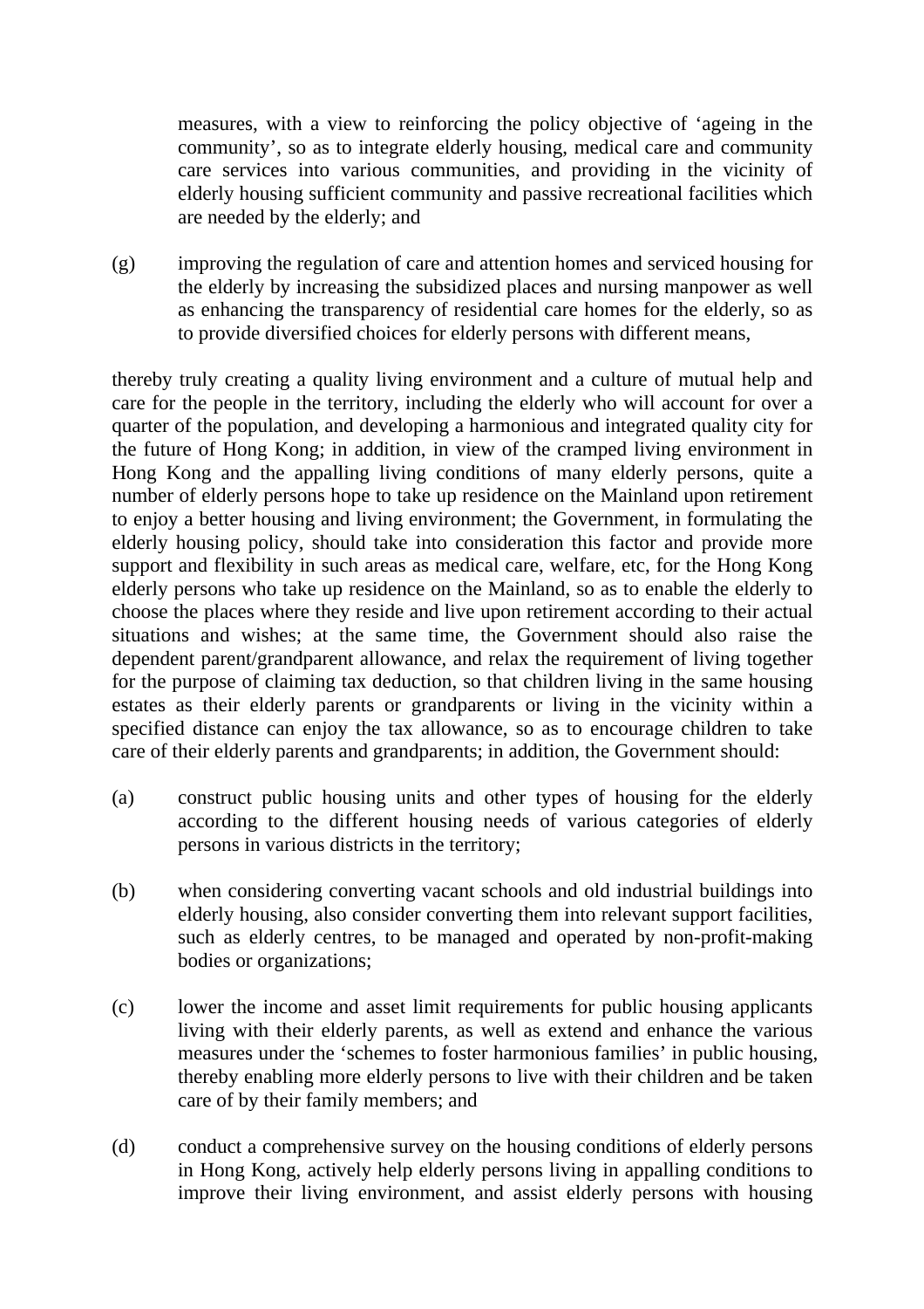measures, with a view to reinforcing the policy objective of 'ageing in the community', so as to integrate elderly housing, medical care and community care services into various communities, and providing in the vicinity of elderly housing sufficient community and passive recreational facilities which are needed by the elderly; and

(g) improving the regulation of care and attention homes and serviced housing for the elderly by increasing the subsidized places and nursing manpower as well as enhancing the transparency of residential care homes for the elderly, so as to provide diversified choices for elderly persons with different means,

thereby truly creating a quality living environment and a culture of mutual help and care for the people in the territory, including the elderly who will account for over a quarter of the population, and developing a harmonious and integrated quality city for the future of Hong Kong; in addition, in view of the cramped living environment in Hong Kong and the appalling living conditions of many elderly persons, quite a number of elderly persons hope to take up residence on the Mainland upon retirement to enjoy a better housing and living environment; the Government, in formulating the elderly housing policy, should take into consideration this factor and provide more support and flexibility in such areas as medical care, welfare, etc, for the Hong Kong elderly persons who take up residence on the Mainland, so as to enable the elderly to choose the places where they reside and live upon retirement according to their actual situations and wishes; at the same time, the Government should also raise the dependent parent/grandparent allowance, and relax the requirement of living together for the purpose of claiming tax deduction, so that children living in the same housing estates as their elderly parents or grandparents or living in the vicinity within a specified distance can enjoy the tax allowance, so as to encourage children to take care of their elderly parents and grandparents; in addition, the Government should:

(a) construct public housing units and other types of housing for the elderly according to the different housing needs of various categories of elderly persons in various districts in the territory;

(b) when considering converting vacant schools and old industrial buildings into elderly housing, also consider converting them into relevant support facilities, such as elderly centres, to be managed and operated by non-profit-making bodies or organizations;

(c) lower the income and asset limit requirements for public housing applicants living with their elderly parents, as well as extend and enhance the various measures under the 'schemes to foster harmonious families' in public housing, thereby enabling more elderly persons to live with their children and be taken care of by their family members; and

(d) conduct a comprehensive survey on the housing conditions of elderly persons in Hong Kong, actively help elderly persons living in appalling conditions to improve their living environment, and assist elderly persons with housing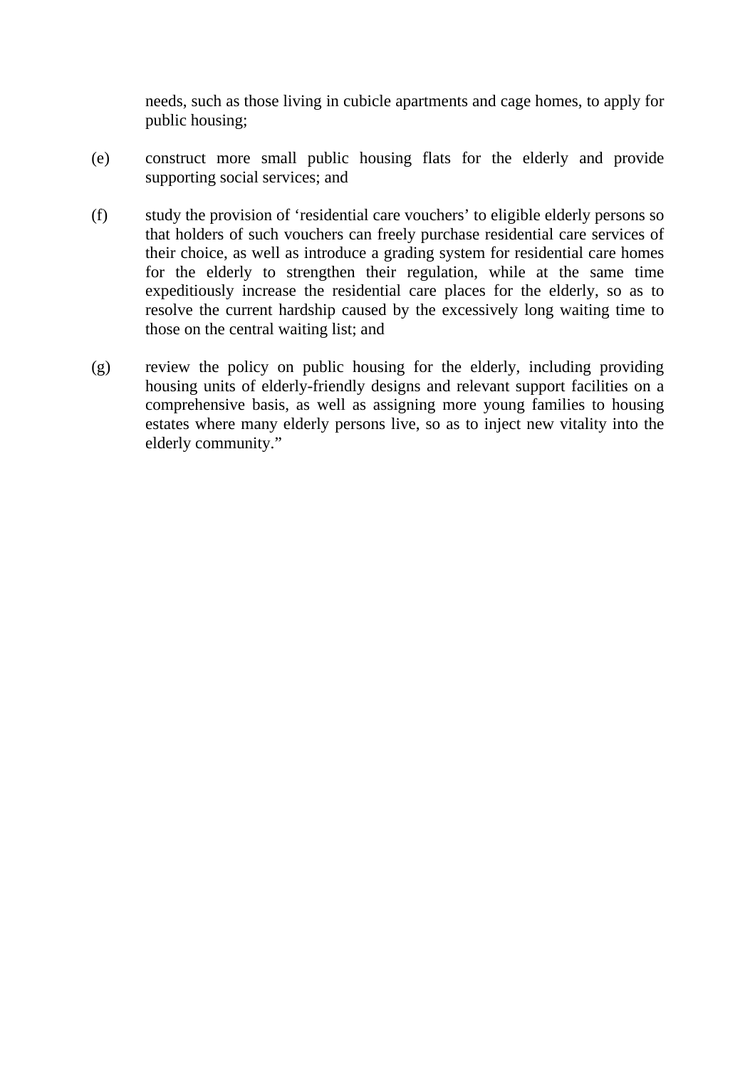needs, such as those living in cubicle apartments and cage homes, to apply for public housing;

(e) construct more small public housing flats for the elderly and provide supporting social services; and

(f) study the provision of 'residential care vouchers' to eligible elderly persons so that holders of such vouchers can freely purchase residential care services of their choice, as well as introduce a grading system for residential care homes for the elderly to strengthen their regulation, while at the same time expeditiously increase the residential care places for the elderly, so as to resolve the current hardship caused by the excessively long waiting time to those on the central waiting list; and

(g) review the policy on public housing for the elderly, including providing housing units of elderly-friendly designs and relevant support facilities on a comprehensive basis, as well as assigning more young families to housing estates where many elderly persons live, so as to inject new vitality into the elderly community."